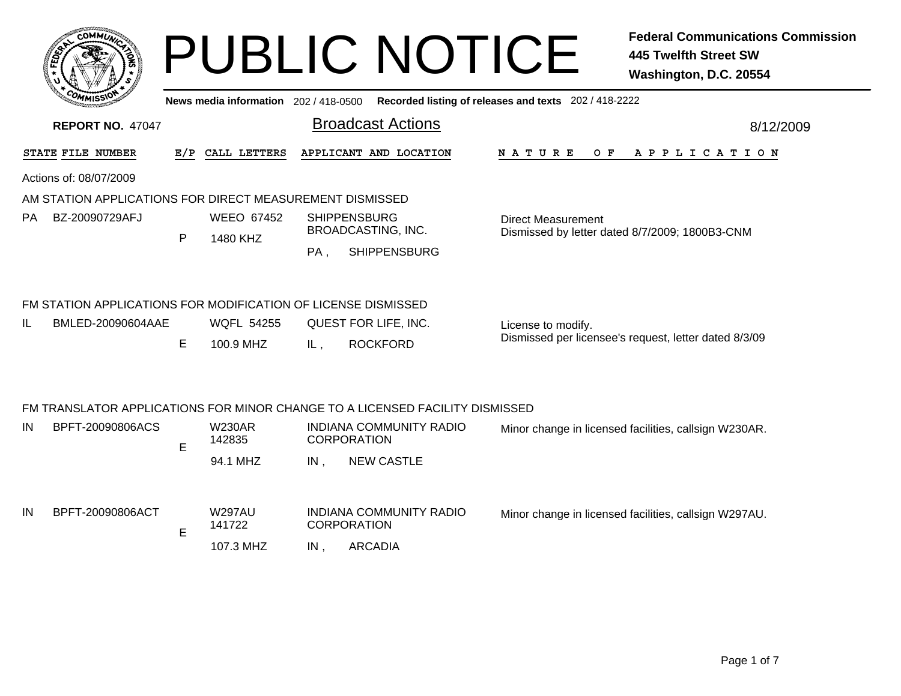# PUBLIC NOTICE

**Federal Communications Commission**
**445 Twelfth Street SW**
**Washington, D.C. 20554**

**News media information** 202 / 418-0500 **Recorded listing of releases and texts** 202 / 418-2222

**REPORT NO.** 47047

## Broadcast Actions

8/12/2009

| STATE | FILE NUMBER | E/P | CALL LETTERS | APPLICANT AND LOCATION | NATURE OF APPLICATION |
|---|---|---|---|---|---|

Actions of: 08/07/2009

### AM STATION APPLICATIONS FOR DIRECT MEASUREMENT DISMISSED

| STATE | FILE NUMBER | E/P | CALL LETTERS | APPLICANT AND LOCATION | NATURE OF APPLICATION |
|---|---|---|---|---|---|
| PA | BZ-20090729AFJ | P | WEEO 67452<br>1480 KHZ | SHIPPENSBURG BROADCASTING, INC.<br>PA , SHIPPENSBURG | Direct Measurement<br>Dismissed by letter dated 8/7/2009; 1800B3-CNM |

### FM STATION APPLICATIONS FOR MODIFICATION OF LICENSE DISMISSED

| STATE | FILE NUMBER | E/P | CALL LETTERS | APPLICANT AND LOCATION | NATURE OF APPLICATION |
|---|---|---|---|---|---|
| IL | BMLED-20090604AAE | E | WQFL 54255<br>100.9 MHZ | QUEST FOR LIFE, INC.<br>IL , ROCKFORD | License to modify.<br>Dismissed per licensee's request, letter dated 8/3/09 |

### FM TRANSLATOR APPLICATIONS FOR MINOR CHANGE TO A LICENSED FACILITY DISMISSED

| STATE | FILE NUMBER | E/P | CALL LETTERS | APPLICANT AND LOCATION | NATURE OF APPLICATION |
|---|---|---|---|---|---|
| IN | BPFT-20090806ACS | E | W230AR 142835<br>94.1 MHZ | INDIANA COMMUNITY RADIO CORPORATION<br>IN , NEW CASTLE | Minor change in licensed facilities, callsign W230AR. |
| IN | BPFT-20090806ACT | E | W297AU 141722<br>107.3 MHZ | INDIANA COMMUNITY RADIO CORPORATION<br>IN , ARCADIA | Minor change in licensed facilities, callsign W297AU. |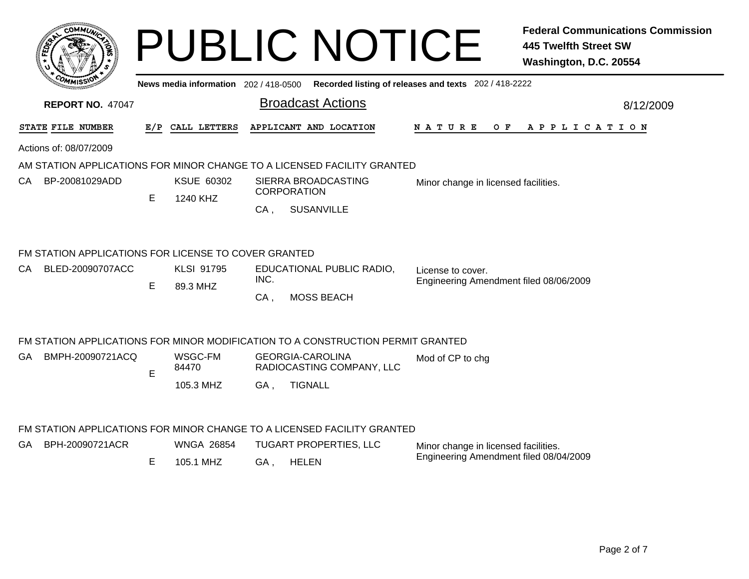# PUBLIC NOTICE

**Federal Communications Commission**
**445 Twelfth Street SW**
**Washington, D.C. 20554**

**News media information** 202 / 418-0500 **Recorded listing of releases and texts** 202 / 418-2222

**REPORT NO.** 47047

## Broadcast Actions

8/12/2009

| STATE | FILE NUMBER | E/P | CALL LETTERS | APPLICANT AND LOCATION | NATURE OF APPLICATION |
|---|---|---|---|---|---|

Actions of: 08/07/2009

### AM STATION APPLICATIONS FOR MINOR CHANGE TO A LICENSED FACILITY GRANTED

| STATE | FILE NUMBER | E/P | CALL LETTERS | APPLICANT AND LOCATION | NATURE OF APPLICATION |
|---|---|---|---|---|---|
| CA | BP-20081029ADD | E | KSUE 60302<br>1240 KHZ | SIERRA BROADCASTING CORPORATION<br>CA , SUSANVILLE | Minor change in licensed facilities. |

### FM STATION APPLICATIONS FOR LICENSE TO COVER GRANTED

| STATE | FILE NUMBER | E/P | CALL LETTERS | APPLICANT AND LOCATION | NATURE OF APPLICATION |
|---|---|---|---|---|---|
| CA | BLED-20090707ACC | E | KLSI 91795<br>89.3 MHZ | EDUCATIONAL PUBLIC RADIO, INC.<br>CA , MOSS BEACH | License to cover.<br>Engineering Amendment filed 08/06/2009 |

### FM STATION APPLICATIONS FOR MINOR MODIFICATION TO A CONSTRUCTION PERMIT GRANTED

| STATE | FILE NUMBER | E/P | CALL LETTERS | APPLICANT AND LOCATION | NATURE OF APPLICATION |
|---|---|---|---|---|---|
| GA | BMPH-20090721ACQ | E | WSGC-FM 84470<br>105.3 MHZ | GEORGIA-CAROLINA RADIOCASTING COMPANY, LLC<br>GA , TIGNALL | Mod of CP to chg |

### FM STATION APPLICATIONS FOR MINOR CHANGE TO A LICENSED FACILITY GRANTED

| STATE | FILE NUMBER | E/P | CALL LETTERS | APPLICANT AND LOCATION | NATURE OF APPLICATION |
|---|---|---|---|---|---|
| GA | BPH-20090721ACR | E | WNGA 26854<br>105.1 MHZ | TUGART PROPERTIES, LLC<br>GA , HELEN | Minor change in licensed facilities.<br>Engineering Amendment filed 08/04/2009 |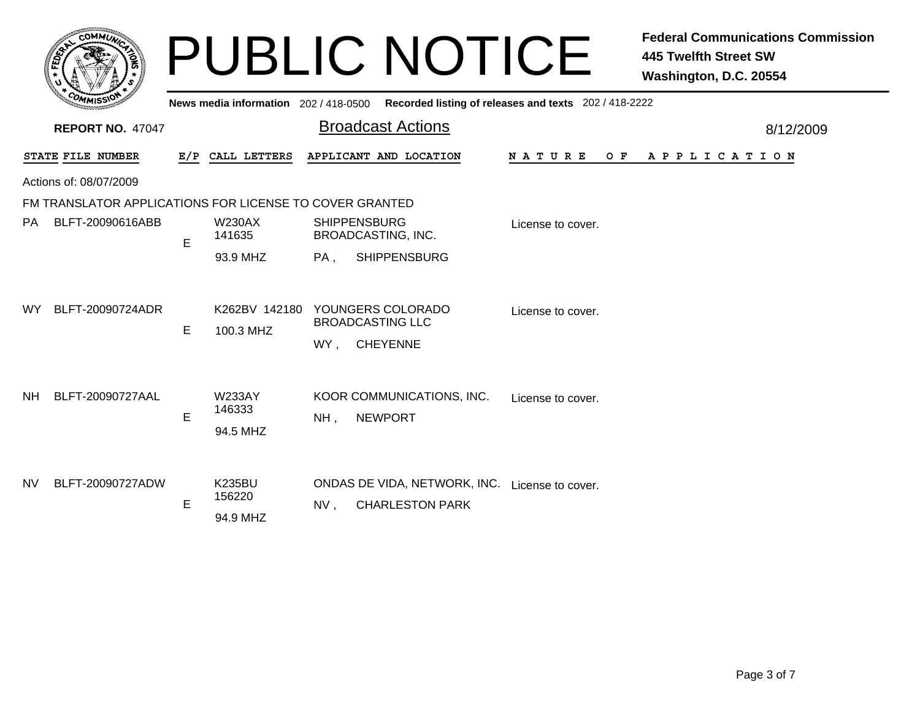# PUBLIC NOTICE

**Federal Communications Commission**
**445 Twelfth Street SW**
**Washington, D.C. 20554**

**News media information** 202 / 418-0500 **Recorded listing of releases and texts** 202 / 418-2222

**REPORT NO.** 47047

## Broadcast Actions

8/12/2009

Actions of: 08/07/2009

FM TRANSLATOR APPLICATIONS FOR LICENSE TO COVER GRANTED

| STATE | FILE NUMBER | E/P | CALL LETTERS | APPLICANT AND LOCATION | NATURE OF APPLICATION |
|---|---|---|---|---|---|
| PA | BLFT-20090616ABB | E | W230AX 141635 93.9 MHZ | SHIPPENSBURG BROADCASTING, INC. PA , SHIPPENSBURG | License to cover. |
| WY | BLFT-20090724ADR | E | K262BV 142180 100.3 MHZ | YOUNGERS COLORADO BROADCASTING LLC WY , CHEYENNE | License to cover. |
| NH | BLFT-20090727AAL | E | W233AY 146333 94.5 MHZ | KOOR COMMUNICATIONS, INC. NH , NEWPORT | License to cover. |
| NV | BLFT-20090727ADW | E | K235BU 156220 94.9 MHZ | ONDAS DE VIDA, NETWORK, INC. NV , CHARLESTON PARK | License to cover. |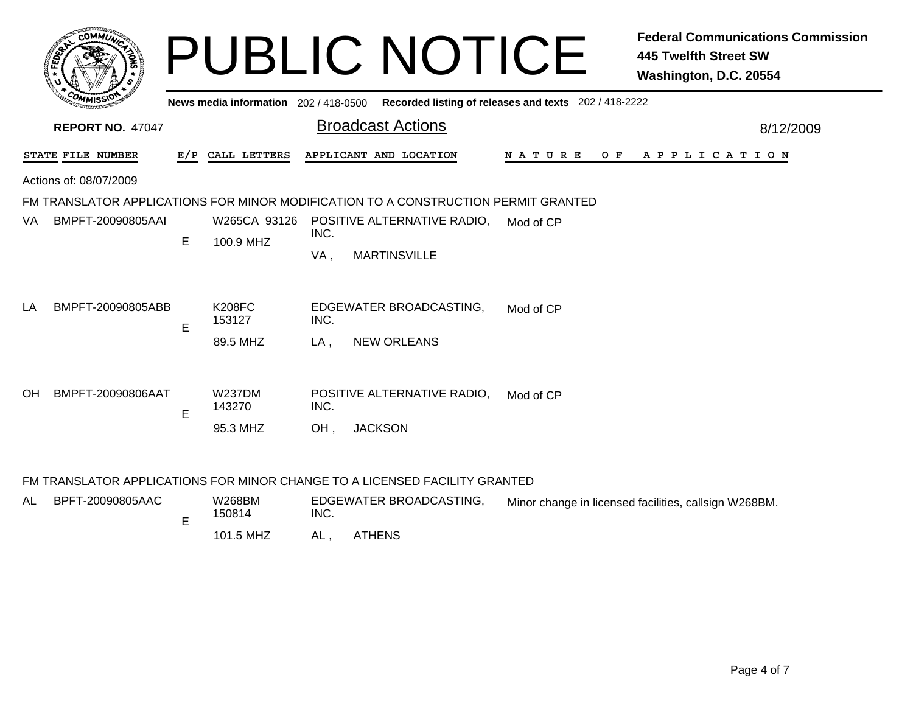# PUBLIC NOTICE

**Federal Communications Commission**
**445 Twelfth Street SW**
**Washington, D.C. 20554**

**News media information** 202 / 418-0500 **Recorded listing of releases and texts** 202 / 418-2222

**REPORT NO.** 47047

## Broadcast Actions

8/12/2009

| STATE | FILE NUMBER | E/P | CALL LETTERS | APPLICANT AND LOCATION | NATURE OF APPLICATION |
|---|---|---|---|---|---|

Actions of: 08/07/2009

### FM TRANSLATOR APPLICATIONS FOR MINOR MODIFICATION TO A CONSTRUCTION PERMIT GRANTED

| STATE | FILE NUMBER | E/P | CALL LETTERS | APPLICANT AND LOCATION | NATURE OF APPLICATION |
|---|---|---|---|---|---|
| VA | BMPFT-20090805AAI | E | W265CA 93126<br>100.9 MHZ | POSITIVE ALTERNATIVE RADIO, INC.<br>VA , MARTINSVILLE | Mod of CP |
| LA | BMPFT-20090805ABB | E | K208FC 153127<br>89.5 MHZ | EDGEWATER BROADCASTING, INC.<br>LA , NEW ORLEANS | Mod of CP |
| OH | BMPFT-20090806AAT | E | W237DM 143270<br>95.3 MHZ | POSITIVE ALTERNATIVE RADIO, INC.<br>OH , JACKSON | Mod of CP |

### FM TRANSLATOR APPLICATIONS FOR MINOR CHANGE TO A LICENSED FACILITY GRANTED

| STATE | FILE NUMBER | E/P | CALL LETTERS | APPLICANT AND LOCATION | NATURE OF APPLICATION |
|---|---|---|---|---|---|
| AL | BPFT-20090805AAC | E | W268BM 150814<br>101.5 MHZ | EDGEWATER BROADCASTING, INC.<br>AL , ATHENS | Minor change in licensed facilities, callsign W268BM. |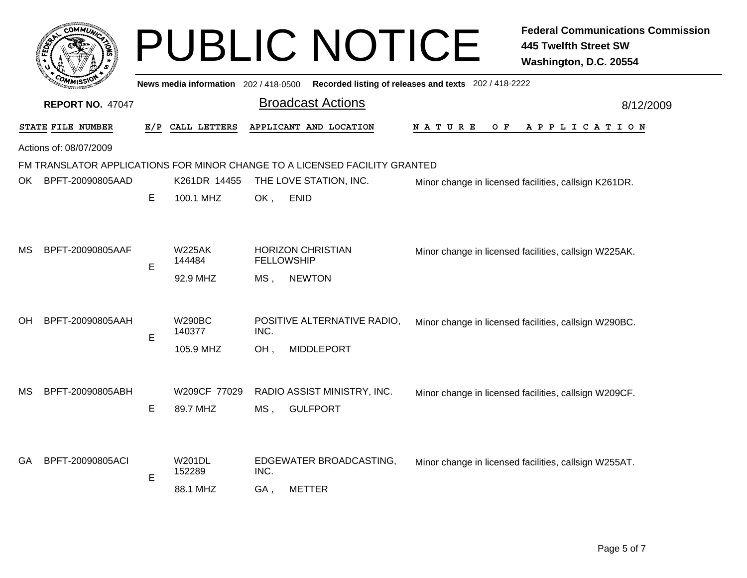# PUBLIC NOTICE

**Federal Communications Commission**
**445 Twelfth Street SW**
**Washington, D.C. 20554**

News media information 202 / 418-0500 Recorded listing of releases and texts 202 / 418-2222

**REPORT NO.** 47047

## Broadcast Actions

8/12/2009

Actions of: 08/07/2009

### FM TRANSLATOR APPLICATIONS FOR MINOR CHANGE TO A LICENSED FACILITY GRANTED

| STATE | FILE NUMBER | E/P | CALL LETTERS | APPLICANT AND LOCATION | NATURE OF APPLICATION |
|---|---|---|---|---|---|
| OK | BPFT-20090805AAD | E | K261DR 14455<br>100.1 MHZ | THE LOVE STATION, INC.<br>OK , ENID | Minor change in licensed facilities, callsign K261DR. |
| MS | BPFT-20090805AAF | E | W225AK 144484<br>92.9 MHZ | HORIZON CHRISTIAN FELLOWSHIP<br>MS , NEWTON | Minor change in licensed facilities, callsign W225AK. |
| OH | BPFT-20090805AAH | E | W290BC 140377<br>105.9 MHZ | POSITIVE ALTERNATIVE RADIO, INC.<br>OH , MIDDLEPORT | Minor change in licensed facilities, callsign W290BC. |
| MS | BPFT-20090805ABH | E | W209CF 77029<br>89.7 MHZ | RADIO ASSIST MINISTRY, INC.<br>MS , GULFPORT | Minor change in licensed facilities, callsign W209CF. |
| GA | BPFT-20090805ACI | E | W201DL 152289<br>88.1 MHZ | EDGEWATER BROADCASTING, INC.<br>GA , METTER | Minor change in licensed facilities, callsign W255AT. |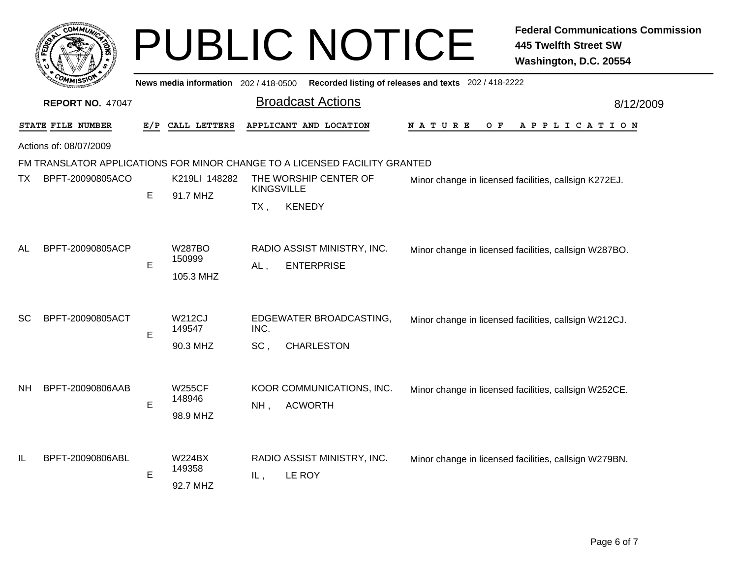# PUBLIC NOTICE

**Federal Communications Commission**
**445 Twelfth Street SW**
**Washington, D.C. 20554**

News media information 202 / 418-0500 Recorded listing of releases and texts 202 / 418-2222

**REPORT NO.** 47047

## Broadcast Actions

8/12/2009

Actions of: 08/07/2009

FM TRANSLATOR APPLICATIONS FOR MINOR CHANGE TO A LICENSED FACILITY GRANTED

| STATE | FILE NUMBER | E/P | CALL LETTERS | APPLICANT AND LOCATION | NATURE OF APPLICATION |
|---|---|---|---|---|---|
| TX | BPFT-20090805ACO | E | K219LI 148282 91.7 MHZ | THE WORSHIP CENTER OF KINGSVILLE TX , KENEDY | Minor change in licensed facilities, callsign K272EJ. |
| AL | BPFT-20090805ACP | E | W287BO 150999 105.3 MHZ | RADIO ASSIST MINISTRY, INC. AL , ENTERPRISE | Minor change in licensed facilities, callsign W287BO. |
| SC | BPFT-20090805ACT | E | W212CJ 149547 90.3 MHZ | EDGEWATER BROADCASTING, INC. SC , CHARLESTON | Minor change in licensed facilities, callsign W212CJ. |
| NH | BPFT-20090806AAB | E | W255CF 148946 98.9 MHZ | KOOR COMMUNICATIONS, INC. NH , ACWORTH | Minor change in licensed facilities, callsign W252CE. |
| IL | BPFT-20090806ABL | E | W224BX 149358 92.7 MHZ | RADIO ASSIST MINISTRY, INC. IL , LE ROY | Minor change in licensed facilities, callsign W279BN. |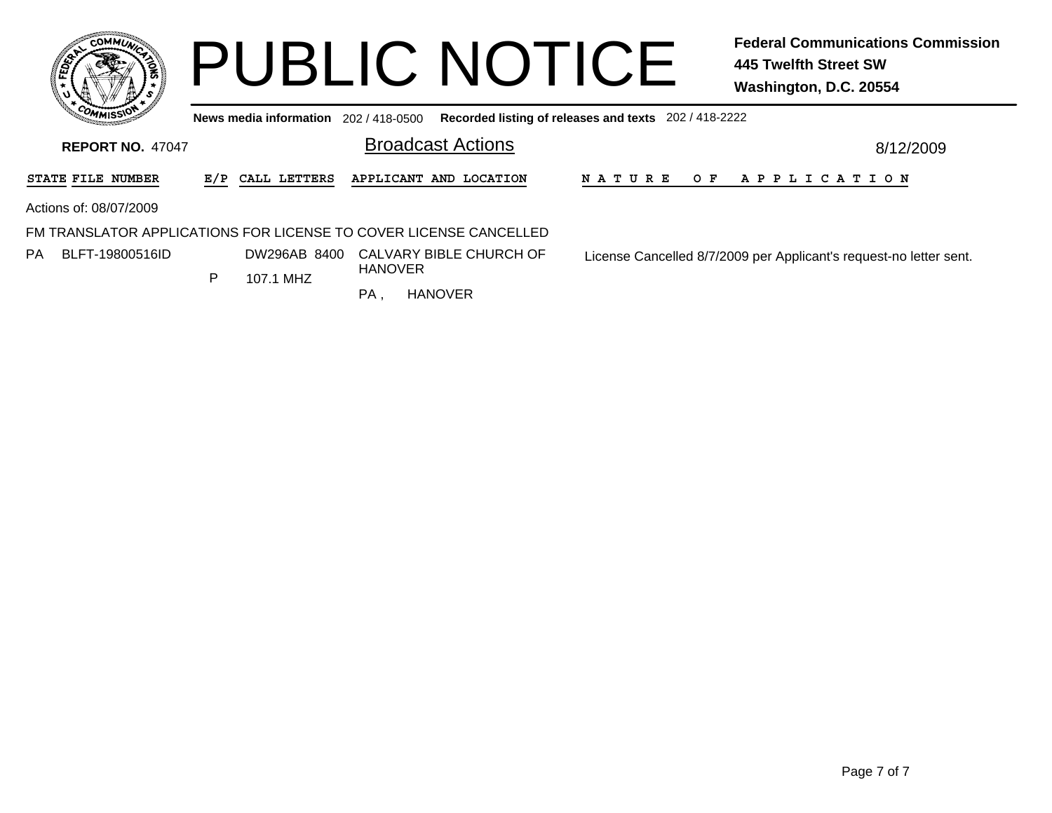# PUBLIC NOTICE

**Federal Communications Commission**
**445 Twelfth Street SW**
**Washington, D.C. 20554**

**News media information** 202 / 418-0500 **Recorded listing of releases and texts** 202 / 418-2222

**REPORT NO.** 47047

## Broadcast Actions

8/12/2009

Actions of: 08/07/2009

FM TRANSLATOR APPLICATIONS FOR LICENSE TO COVER LICENSE CANCELLED

| STATE | FILE NUMBER | E/P | CALL LETTERS | APPLICANT AND LOCATION | NATURE OF APPLICATION |
|---|---|---|---|---|---|
| PA | BLFT-19800516ID | P | DW296AB 8400<br>107.1 MHZ | CALVARY BIBLE CHURCH OF HANOVER<br>PA , HANOVER | License Cancelled 8/7/2009 per Applicant's request-no letter sent. |